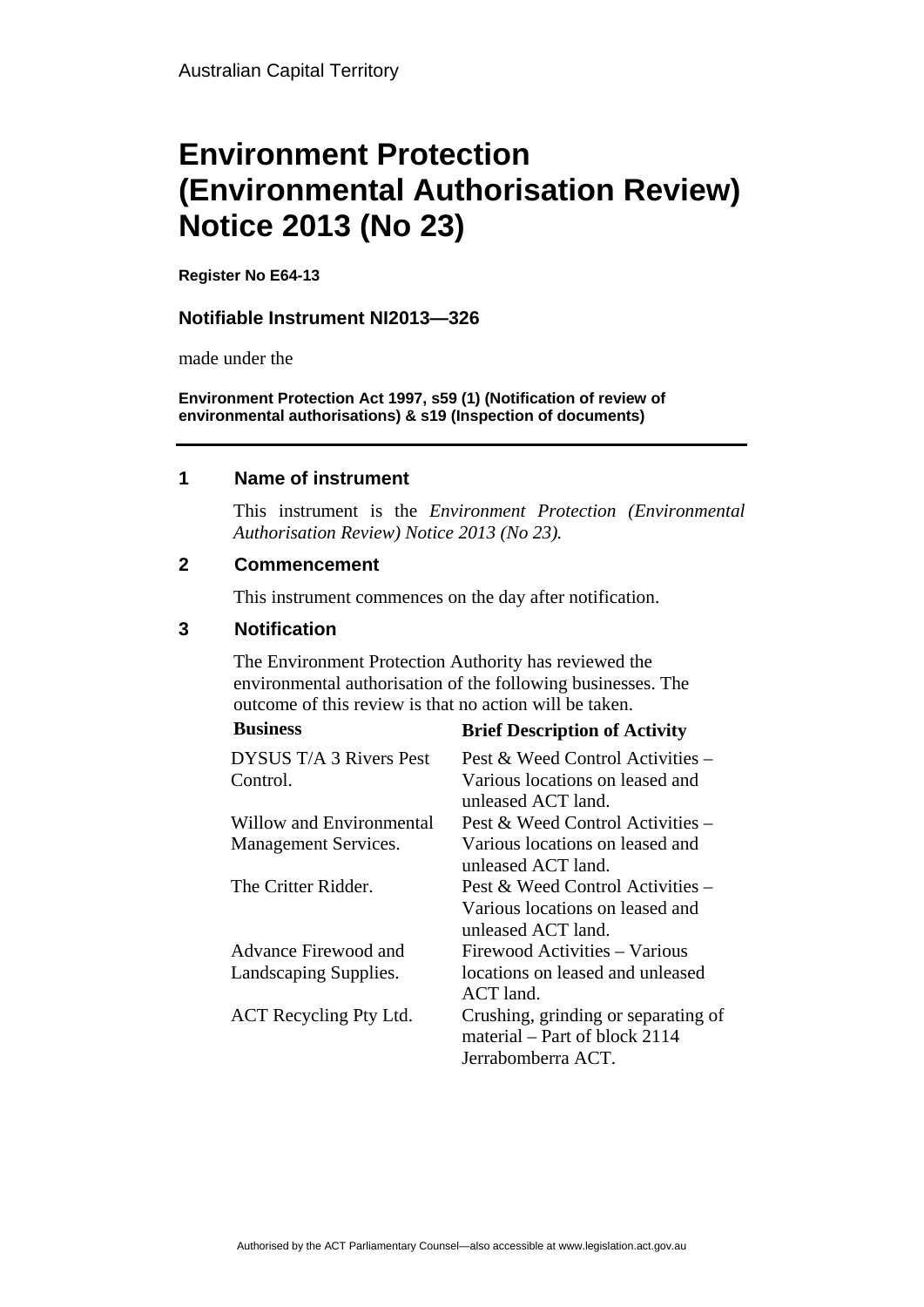Australian Capital Territory

# Environment Protection (Environmental Authorisation Review) Notice 2013 (No 23)

**Register No E64-13**

**Notifiable Instrument NI2013—326**

made under the

**Environment Protection Act 1997, s59 (1) (Notification of review of environmental authorisations) & s19 (Inspection of documents)**

## 1 Name of instrument

This instrument is the *Environment Protection (Environmental Authorisation Review) Notice 2013 (No 23).*

## 2 Commencement

This instrument commences on the day after notification.

## 3 Notification

The Environment Protection Authority has reviewed the environmental authorisation of the following businesses. The outcome of this review is that no action will be taken.

| Business | Brief Description of Activity |
|---|---|
| DYSUS T/A 3 Rivers Pest Control. | Pest & Weed Control Activities – Various locations on leased and unleased ACT land. |
| Willow and Environmental Management Services. | Pest & Weed Control Activities – Various locations on leased and unleased ACT land. |
| The Critter Ridder. | Pest & Weed Control Activities – Various locations on leased and unleased ACT land. |
| Advance Firewood and Landscaping Supplies. | Firewood Activities – Various locations on leased and unleased ACT land. |
| ACT Recycling Pty Ltd. | Crushing, grinding or separating of material – Part of block 2114 Jerrabomberra ACT. |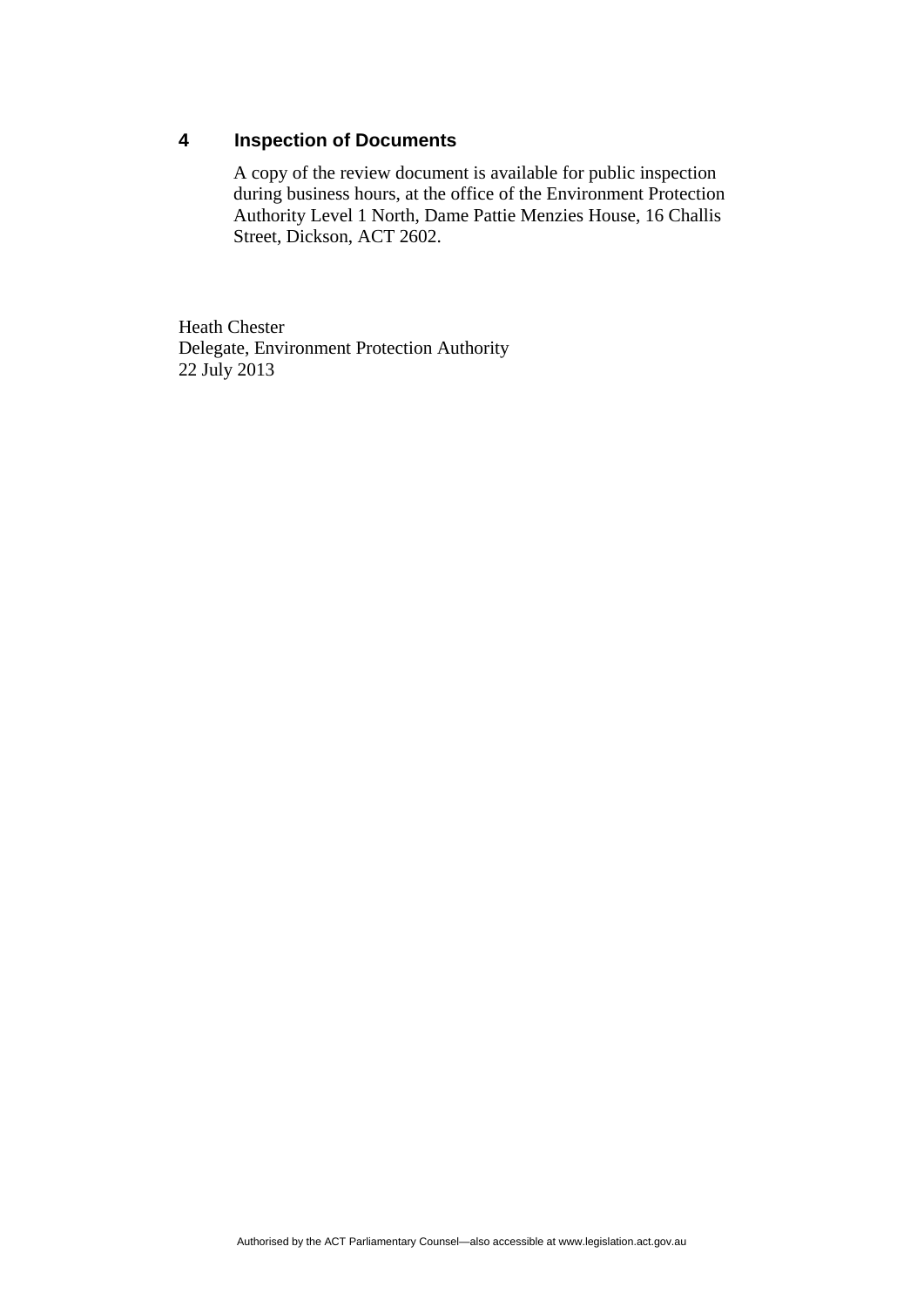## 4 Inspection of Documents

A copy of the review document is available for public inspection during business hours, at the office of the Environment Protection Authority Level 1 North, Dame Pattie Menzies House, 16 Challis Street, Dickson, ACT 2602.

Heath Chester
Delegate, Environment Protection Authority
22 July 2013